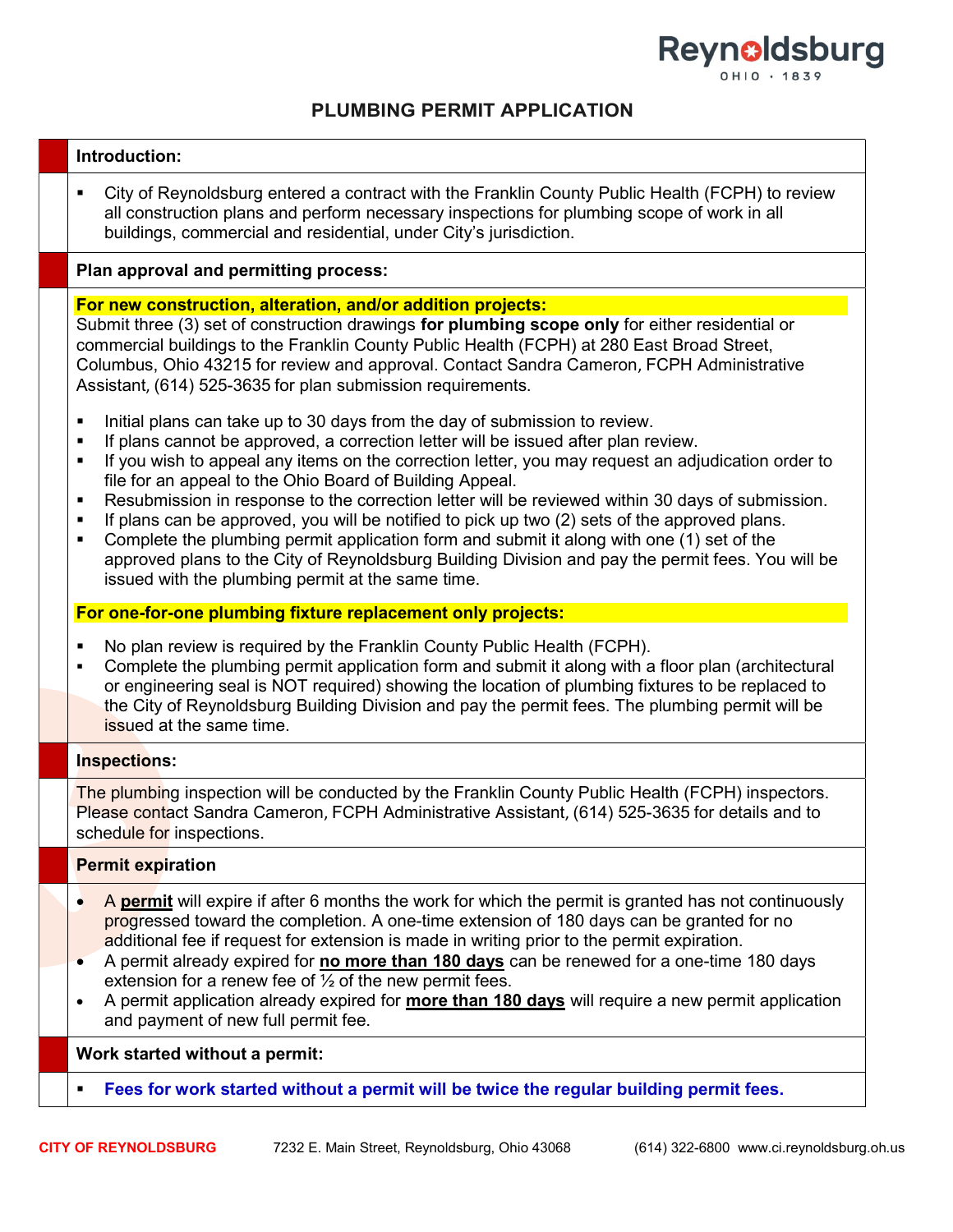Reynoldsburg
OHIO · 1839

# PLUMBING PERMIT APPLICATION

## Introduction:

- City of Reynoldsburg entered a contract with the Franklin County Public Health (FCPH) to review all construction plans and perform necessary inspections for plumbing scope of work in all buildings, commercial and residential, under City's jurisdiction.

## Plan approval and permitting process:

**For new construction, alteration, and/or addition projects:**

Submit three (3) set of construction drawings **for plumbing scope only** for either residential or commercial buildings to the Franklin County Public Health (FCPH) at 280 East Broad Street, Columbus, Ohio 43215 for review and approval. Contact Sandra Cameron, FCPH Administrative Assistant, (614) 525-3635 for plan submission requirements.

- Initial plans can take up to 30 days from the day of submission to review.
- If plans cannot be approved, a correction letter will be issued after plan review.
- If you wish to appeal any items on the correction letter, you may request an adjudication order to file for an appeal to the Ohio Board of Building Appeal.
- Resubmission in response to the correction letter will be reviewed within 30 days of submission.
- If plans can be approved, you will be notified to pick up two (2) sets of the approved plans.
- Complete the plumbing permit application form and submit it along with one (1) set of the approved plans to the City of Reynoldsburg Building Division and pay the permit fees. You will be issued with the plumbing permit at the same time.

**For one-for-one plumbing fixture replacement only projects:**

- No plan review is required by the Franklin County Public Health (FCPH).
- Complete the plumbing permit application form and submit it along with a floor plan (architectural or engineering seal is NOT required) showing the location of plumbing fixtures to be replaced to the City of Reynoldsburg Building Division and pay the permit fees. The plumbing permit will be issued at the same time.

## Inspections:

The plumbing inspection will be conducted by the Franklin County Public Health (FCPH) inspectors. Please contact Sandra Cameron, FCPH Administrative Assistant, (614) 525-3635 for details and to schedule for inspections.

## Permit expiration

- A **permit** will expire if after 6 months the work for which the permit is granted has not continuously progressed toward the completion. A one-time extension of 180 days can be granted for no additional fee if request for extension is made in writing prior to the permit expiration.
- A permit already expired for **no more than 180 days** can be renewed for a one-time 180 days extension for a renew fee of ½ of the new permit fees.
- A permit application already expired for **more than 180 days** will require a new permit application and payment of new full permit fee.

## Work started without a permit:

- **Fees for work started without a permit will be twice the regular building permit fees.**

CITY OF REYNOLDSBURG 7232 E. Main Street, Reynoldsburg, Ohio 43068 (614) 322-6800 www.ci.reynoldsburg.oh.us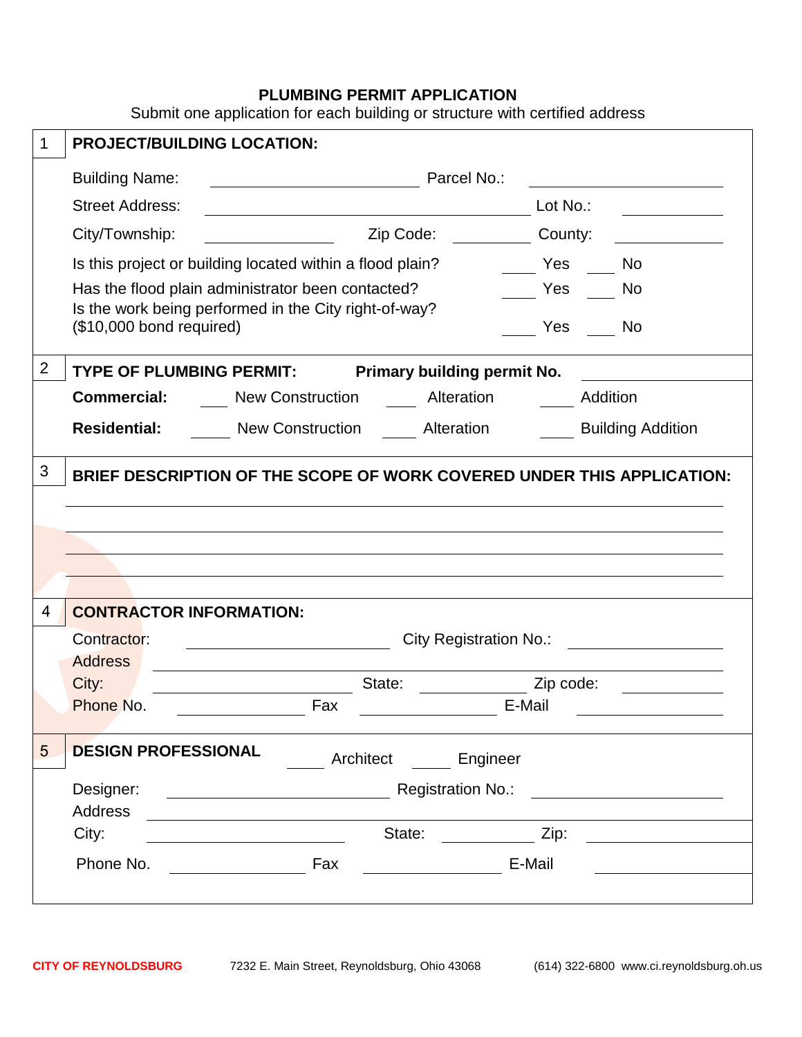# PLUMBING PERMIT APPLICATION

Submit one application for each building or structure with certified address

## 1 PROJECT/BUILDING LOCATION:

Building Name: ______________________ Parcel No.: ______________________

Street Address: ______________________________________ Lot No.: ____________

City/Township: ______________ Zip Code: __________ County: ______________

Is this project or building located within a flood plain? ____ Yes ____ No

Has the flood plain administrator been contacted? ____ Yes ____ No

Is the work being performed in the City right-of-way? ($10,000 bond required) ____ Yes ____ No

## 2 TYPE OF PLUMBING PERMIT: Primary building permit No. ______________

**Commercial:** ____ New Construction ____ Alteration ____ Addition

**Residential:** ____ New Construction ____ Alteration ____ Building Addition

## 3 BRIEF DESCRIPTION OF THE SCOPE OF WORK COVERED UNDER THIS APPLICATION:

______________________________________________________________________

______________________________________________________________________

______________________________________________________________________

______________________________________________________________________

## 4 CONTRACTOR INFORMATION:

Contractor: ______________________ City Registration No.: ______________

Address ______________________________________________________________

City: ______________________ State: ____________ Zip code: ____________

Phone No. ______________ Fax ______________ E-Mail ______________

## 5 DESIGN PROFESSIONAL ____ Architect ____ Engineer

Designer: ______________________ Registration No.: ______________________

Address ______________________________________________________________

City: ______________________ State: ____________ Zip: ______________

Phone No. ______________ Fax ______________ E-Mail ______________

**CITY OF REYNOLDSBURG** 7232 E. Main Street, Reynoldsburg, Ohio 43068 (614) 322-6800 www.ci.reynoldsburg.oh.us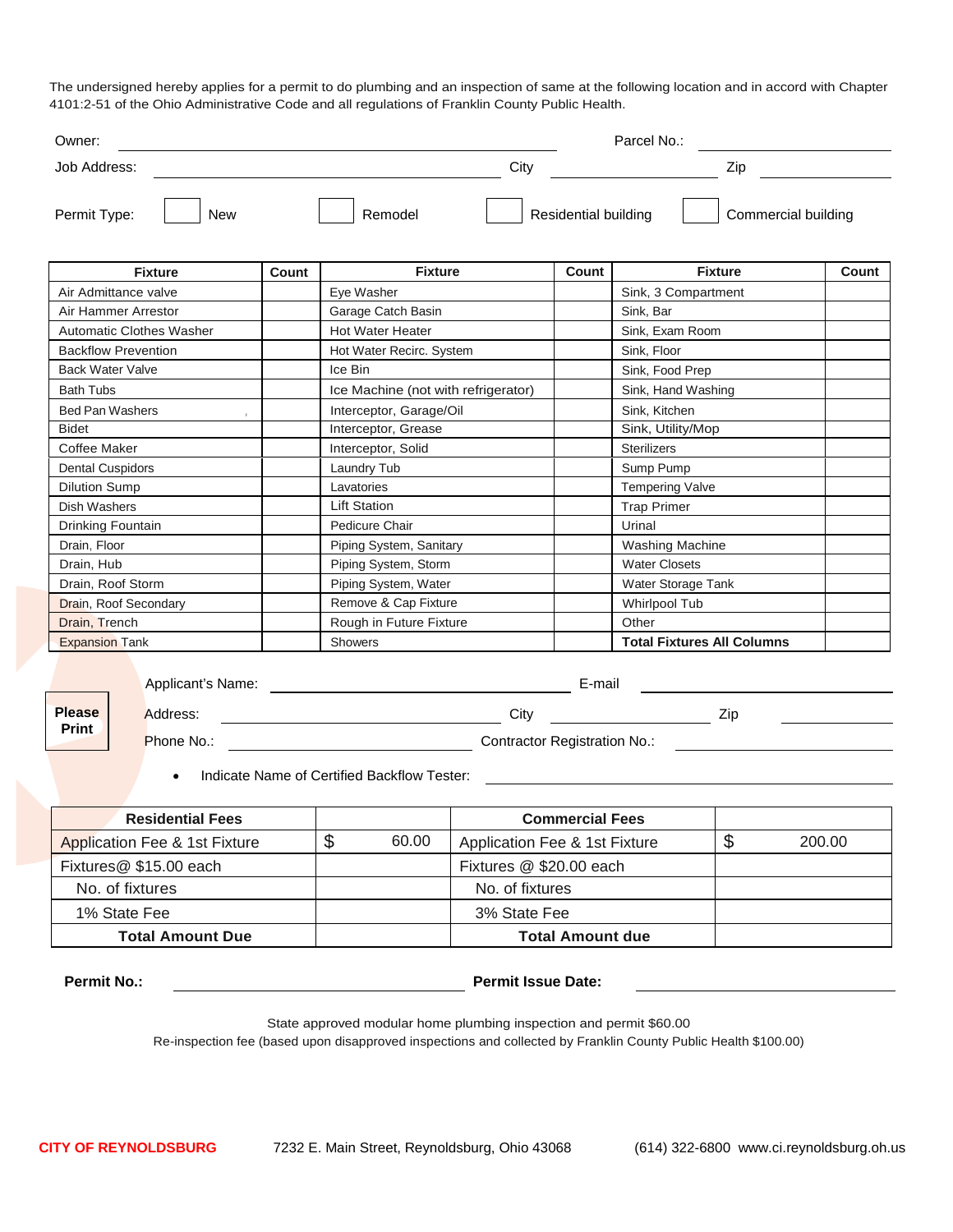The undersigned hereby applies for a permit to do plumbing and an inspection of same at the following location and in accord with Chapter 4101:2-51 of the Ohio Administrative Code and all regulations of Franklin County Public Health.

Owner: ______________________________ Parcel No.: ______________

Job Address: ______________________ City ____________ Zip ____________

Permit Type: ☐ New ☐ Remodel ☐ Residential building ☐ Commercial building

| Fixture | Count | Fixture | Count | Fixture | Count |
|---|---|---|---|---|---|
| Air Admittance valve | | Eye Washer | | Sink, 3 Compartment | |
| Air Hammer Arrestor | | Garage Catch Basin | | Sink, Bar | |
| Automatic Clothes Washer | | Hot Water Heater | | Sink, Exam Room | |
| Backflow Prevention | | Hot Water Recirc. System | | Sink, Floor | |
| Back Water Valve | | Ice Bin | | Sink, Food Prep | |
| Bath Tubs | | Ice Machine (not with refrigerator) | | Sink, Hand Washing | |
| Bed Pan Washers | | Interceptor, Garage/Oil | | Sink, Kitchen | |
| Bidet | | Interceptor, Grease | | Sink, Utility/Mop | |
| Coffee Maker | | Interceptor, Solid | | Sterilizers | |
| Dental Cuspidors | | Laundry Tub | | Sump Pump | |
| Dilution Sump | | Lavatories | | Tempering Valve | |
| Dish Washers | | Lift Station | | Trap Primer | |
| Drinking Fountain | | Pedicure Chair | | Urinal | |
| Drain, Floor | | Piping System, Sanitary | | Washing Machine | |
| Drain, Hub | | Piping System, Storm | | Water Closets | |
| Drain, Roof Storm | | Piping System, Water | | Water Storage Tank | |
| Drain, Roof Secondary | | Remove & Cap Fixture | | Whirlpool Tub | |
| Drain, Trench | | Rough in Future Fixture | | Other | |
| Expansion Tank | | Showers | | **Total Fixtures All Columns** | |

**Please Print**

Applicant's Name: ______________________ E-mail ______________

Address: ______________________ City ____________ Zip ____________

Phone No.: ______________ Contractor Registration No.: ______________

- Indicate Name of Certified Backflow Tester: ______________

| **Residential Fees** | | **Commercial Fees** | |
|---|---|---|---|
| Application Fee & 1st Fixture | $ 60.00 | Application Fee & 1st Fixture | $ 200.00 |
| Fixtures@ $15.00 each | | Fixtures @ $20.00 each | |
| No. of fixtures | | No. of fixtures | |
| 1% State Fee | | 3% State Fee | |
| **Total Amount Due** | | **Total Amount due** | |

**Permit No.:** ______________ **Permit Issue Date:** ______________

State approved modular home plumbing inspection and permit $60.00

Re-inspection fee (based upon disapproved inspections and collected by Franklin County Public Health $100.00)

**CITY OF REYNOLDSBURG** 7232 E. Main Street, Reynoldsburg, Ohio 43068 (614) 322-6800 www.ci.reynoldsburg.oh.us